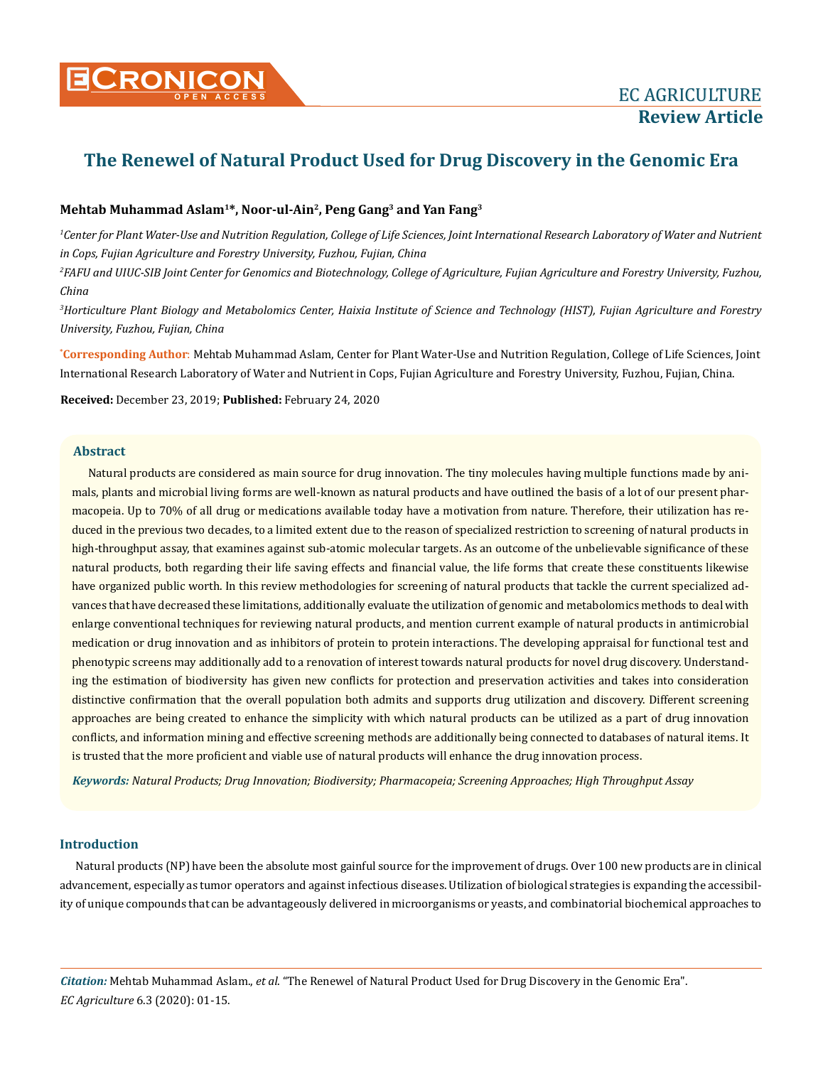EC AGRICULTURE

**Review Article**

# The Renewel of Natural Product Used for Drug Discovery in the Genomic Era

**Mehtab Muhammad Aslam[1]\*, Noor-ul-Ain[2], Peng Gang[3] and Yan Fang[3]**

*[1]Center for Plant Water-Use and Nutrition Regulation, College of Life Sciences, Joint International Research Laboratory of Water and Nutrient in Cops, Fujian Agriculture and Forestry University, Fuzhou, Fujian, China*

*[2]FAFU and UIUC-SIB Joint Center for Genomics and Biotechnology, College of Agriculture, Fujian Agriculture and Forestry University, Fuzhou, China*

*[3]Horticulture Plant Biology and Metabolomics Center, Haixia Institute of Science and Technology (HIST), Fujian Agriculture and Forestry University, Fuzhou, Fujian, China*

**\*Corresponding Author**: Mehtab Muhammad Aslam, Center for Plant Water-Use and Nutrition Regulation, College of Life Sciences, Joint International Research Laboratory of Water and Nutrient in Cops, Fujian Agriculture and Forestry University, Fuzhou, Fujian, China.

**Received:** December 23, 2019; **Published:** February 24, 2020

## Abstract

Natural products are considered as main source for drug innovation. The tiny molecules having multiple functions made by animals, plants and microbial living forms are well-known as natural products and have outlined the basis of a lot of our present pharmacopeia. Up to 70% of all drug or medications available today have a motivation from nature. Therefore, their utilization has reduced in the previous two decades, to a limited extent due to the reason of specialized restriction to screening of natural products in high-throughput assay, that examines against sub-atomic molecular targets. As an outcome of the unbelievable significance of these natural products, both regarding their life saving effects and financial value, the life forms that create these constituents likewise have organized public worth. In this review methodologies for screening of natural products that tackle the current specialized advances that have decreased these limitations, additionally evaluate the utilization of genomic and metabolomics methods to deal with enlarge conventional techniques for reviewing natural products, and mention current example of natural products in antimicrobial medication or drug innovation and as inhibitors of protein to protein interactions. The developing appraisal for functional test and phenotypic screens may additionally add to a renovation of interest towards natural products for novel drug discovery. Understanding the estimation of biodiversity has given new conflicts for protection and preservation activities and takes into consideration distinctive confirmation that the overall population both admits and supports drug utilization and discovery. Different screening approaches are being created to enhance the simplicity with which natural products can be utilized as a part of drug innovation conflicts, and information mining and effective screening methods are additionally being connected to databases of natural items. It is trusted that the more proficient and viable use of natural products will enhance the drug innovation process.

***Keywords:*** *Natural Products; Drug Innovation; Biodiversity; Pharmacopeia; Screening Approaches; High Throughput Assay*

## Introduction

Natural products (NP) have been the absolute most gainful source for the improvement of drugs. Over 100 new products are in clinical advancement, especially as tumor operators and against infectious diseases. Utilization of biological strategies is expanding the accessibility of unique compounds that can be advantageously delivered in microorganisms or yeasts, and combinatorial biochemical approaches to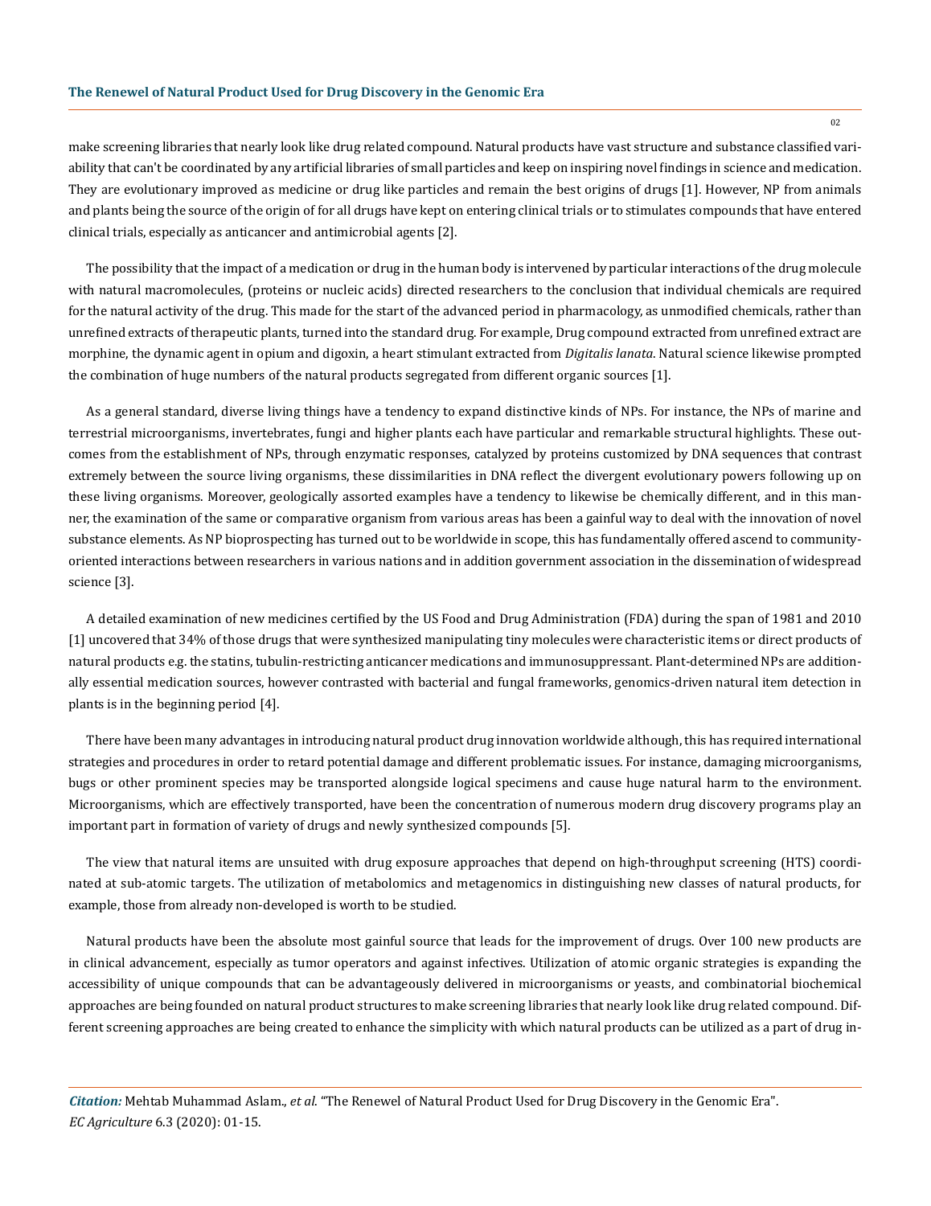make screening libraries that nearly look like drug related compound. Natural products have vast structure and substance classified variability that can't be coordinated by any artificial libraries of small particles and keep on inspiring novel findings in science and medication. They are evolutionary improved as medicine or drug like particles and remain the best origins of drugs [1]. However, NP from animals and plants being the source of the origin of for all drugs have kept on entering clinical trials or to stimulates compounds that have entered clinical trials, especially as anticancer and antimicrobial agents [2].

The possibility that the impact of a medication or drug in the human body is intervened by particular interactions of the drug molecule with natural macromolecules, (proteins or nucleic acids) directed researchers to the conclusion that individual chemicals are required for the natural activity of the drug. This made for the start of the advanced period in pharmacology, as unmodified chemicals, rather than unrefined extracts of therapeutic plants, turned into the standard drug. For example, Drug compound extracted from unrefined extract are morphine, the dynamic agent in opium and digoxin, a heart stimulant extracted from *Digitalis lanata*. Natural science likewise prompted the combination of huge numbers of the natural products segregated from different organic sources [1].

As a general standard, diverse living things have a tendency to expand distinctive kinds of NPs. For instance, the NPs of marine and terrestrial microorganisms, invertebrates, fungi and higher plants each have particular and remarkable structural highlights. These outcomes from the establishment of NPs, through enzymatic responses, catalyzed by proteins customized by DNA sequences that contrast extremely between the source living organisms, these dissimilarities in DNA reflect the divergent evolutionary powers following up on these living organisms. Moreover, geologically assorted examples have a tendency to likewise be chemically different, and in this manner, the examination of the same or comparative organism from various areas has been a gainful way to deal with the innovation of novel substance elements. As NP bioprospecting has turned out to be worldwide in scope, this has fundamentally offered ascend to community-oriented interactions between researchers in various nations and in addition government association in the dissemination of widespread science [3].

A detailed examination of new medicines certified by the US Food and Drug Administration (FDA) during the span of 1981 and 2010 [1] uncovered that 34% of those drugs that were synthesized manipulating tiny molecules were characteristic items or direct products of natural products e.g. the statins, tubulin-restricting anticancer medications and immunosuppressant. Plant-determined NPs are additionally essential medication sources, however contrasted with bacterial and fungal frameworks, genomics-driven natural item detection in plants is in the beginning period [4].

There have been many advantages in introducing natural product drug innovation worldwide although, this has required international strategies and procedures in order to retard potential damage and different problematic issues. For instance, damaging microorganisms, bugs or other prominent species may be transported alongside logical specimens and cause huge natural harm to the environment. Microorganisms, which are effectively transported, have been the concentration of numerous modern drug discovery programs play an important part in formation of variety of drugs and newly synthesized compounds [5].

The view that natural items are unsuited with drug exposure approaches that depend on high-throughput screening (HTS) coordinated at sub-atomic targets. The utilization of metabolomics and metagenomics in distinguishing new classes of natural products, for example, those from already non-developed is worth to be studied.

Natural products have been the absolute most gainful source that leads for the improvement of drugs. Over 100 new products are in clinical advancement, especially as tumor operators and against infectives. Utilization of atomic organic strategies is expanding the accessibility of unique compounds that can be advantageously delivered in microorganisms or yeasts, and combinatorial biochemical approaches are being founded on natural product structures to make screening libraries that nearly look like drug related compound. Different screening approaches are being created to enhance the simplicity with which natural products can be utilized as a part of drug in-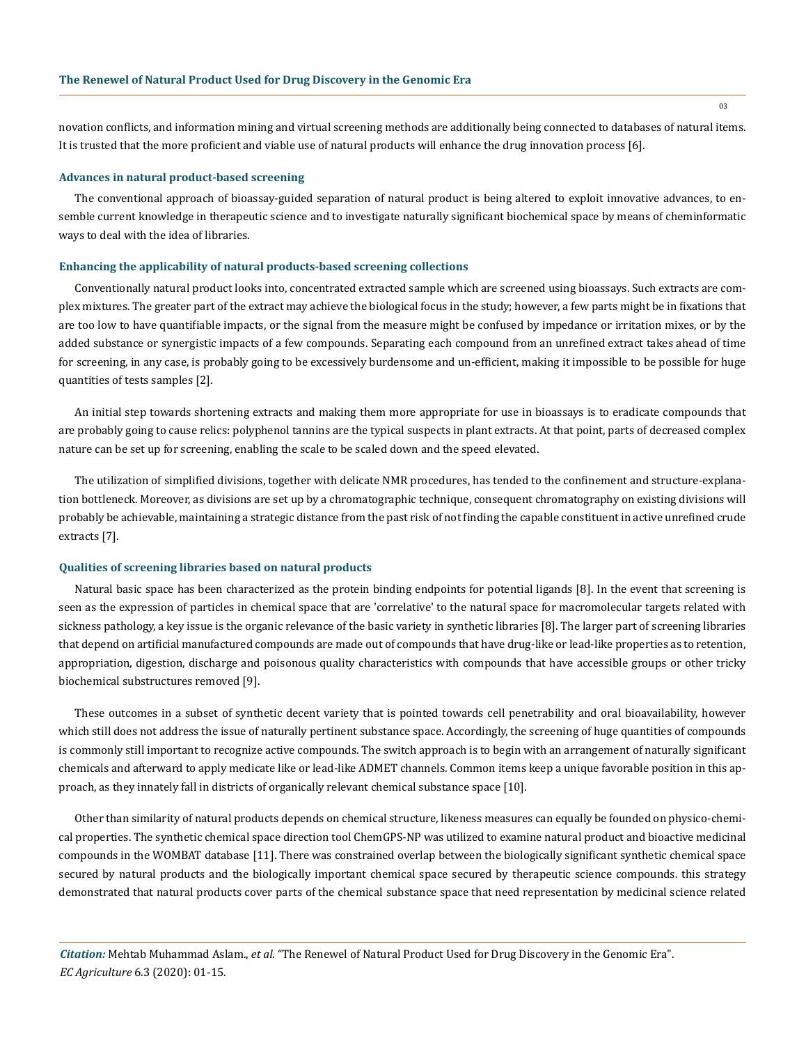novation conflicts, and information mining and virtual screening methods are additionally being connected to databases of natural items. It is trusted that the more proficient and viable use of natural products will enhance the drug innovation process [6].

### Advances in natural product-based screening

The conventional approach of bioassay-guided separation of natural product is being altered to exploit innovative advances, to ensemble current knowledge in therapeutic science and to investigate naturally significant biochemical space by means of cheminformatic ways to deal with the idea of libraries.

### Enhancing the applicability of natural products-based screening collections

Conventionally natural product looks into, concentrated extracted sample which are screened using bioassays. Such extracts are complex mixtures. The greater part of the extract may achieve the biological focus in the study; however, a few parts might be in fixations that are too low to have quantifiable impacts, or the signal from the measure might be confused by impedance or irritation mixes, or by the added substance or synergistic impacts of a few compounds. Separating each compound from an unrefined extract takes ahead of time for screening, in any case, is probably going to be excessively burdensome and un-efficient, making it impossible to be possible for huge quantities of tests samples [2].

An initial step towards shortening extracts and making them more appropriate for use in bioassays is to eradicate compounds that are probably going to cause relics: polyphenol tannins are the typical suspects in plant extracts. At that point, parts of decreased complex nature can be set up for screening, enabling the scale to be scaled down and the speed elevated.

The utilization of simplified divisions, together with delicate NMR procedures, has tended to the confinement and structure-explanation bottleneck. Moreover, as divisions are set up by a chromatographic technique, consequent chromatography on existing divisions will probably be achievable, maintaining a strategic distance from the past risk of not finding the capable constituent in active unrefined crude extracts [7].

### Qualities of screening libraries based on natural products

Natural basic space has been characterized as the protein binding endpoints for potential ligands [8]. In the event that screening is seen as the expression of particles in chemical space that are 'correlative' to the natural space for macromolecular targets related with sickness pathology, a key issue is the organic relevance of the basic variety in synthetic libraries [8]. The larger part of screening libraries that depend on artificial manufactured compounds are made out of compounds that have drug-like or lead-like properties as to retention, appropriation, digestion, discharge and poisonous quality characteristics with compounds that have accessible groups or other tricky biochemical substructures removed [9].

These outcomes in a subset of synthetic decent variety that is pointed towards cell penetrability and oral bioavailability, however which still does not address the issue of naturally pertinent substance space. Accordingly, the screening of huge quantities of compounds is commonly still important to recognize active compounds. The switch approach is to begin with an arrangement of naturally significant chemicals and afterward to apply medicate like or lead-like ADMET channels. Common items keep a unique favorable position in this approach, as they innately fall in districts of organically relevant chemical substance space [10].

Other than similarity of natural products depends on chemical structure, likeness measures can equally be founded on physico-chemical properties. The synthetic chemical space direction tool ChemGPS-NP was utilized to examine natural product and bioactive medicinal compounds in the WOMBAT database [11]. There was constrained overlap between the biologically significant synthetic chemical space secured by natural products and the biologically important chemical space secured by therapeutic science compounds. this strategy demonstrated that natural products cover parts of the chemical substance space that need representation by medicinal science related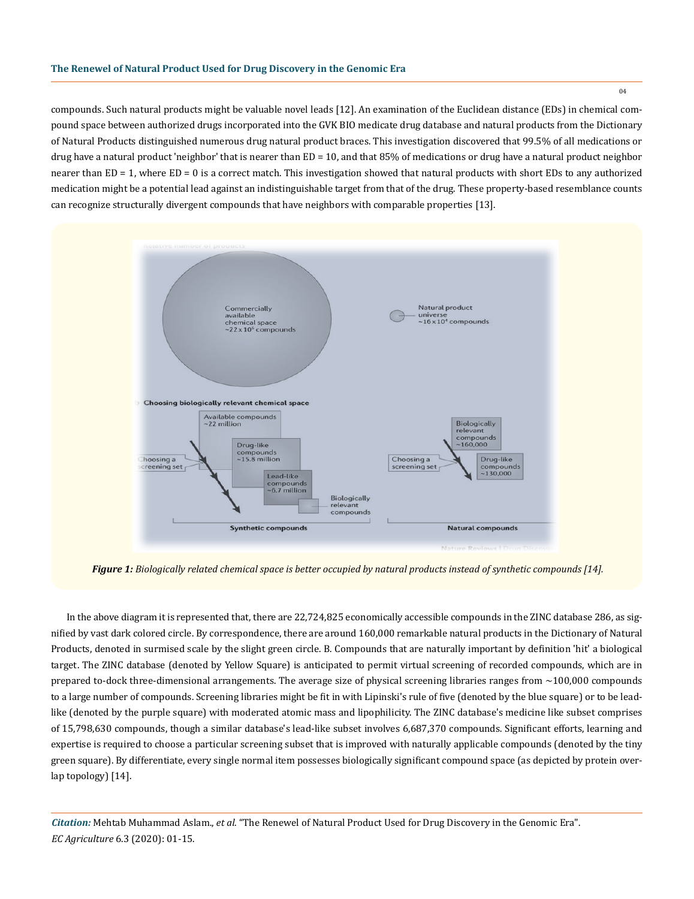compounds. Such natural products might be valuable novel leads [12]. An examination of the Euclidean distance (EDs) in chemical compound space between authorized drugs incorporated into the GVK BIO medicate drug database and natural products from the Dictionary of Natural Products distinguished numerous drug natural product braces. This investigation discovered that 99.5% of all medications or drug have a natural product 'neighbor' that is nearer than ED = 10, and that 85% of medications or drug have a natural product neighbor nearer than ED = 1, where ED = 0 is a correct match. This investigation showed that natural products with short EDs to any authorized medication might be a potential lead against an indistinguishable target from that of the drug. These property-based resemblance counts can recognize structurally divergent compounds that have neighbors with comparable properties [13].

***Figure 1:*** *Biologically related chemical space is better occupied by natural products instead of synthetic compounds [14].*

In the above diagram it is represented that, there are 22,724,825 economically accessible compounds in the ZINC database 286, as signified by vast dark colored circle. By correspondence, there are around 160,000 remarkable natural products in the Dictionary of Natural Products, denoted in surmised scale by the slight green circle. B. Compounds that are naturally important by definition 'hit' a biological target. The ZINC database (denoted by Yellow Square) is anticipated to permit virtual screening of recorded compounds, which are in prepared to-dock three-dimensional arrangements. The average size of physical screening libraries ranges from ~100,000 compounds to a large number of compounds. Screening libraries might be fit in with Lipinski's rule of five (denoted by the blue square) or to be lead-like (denoted by the purple square) with moderated atomic mass and lipophilicity. The ZINC database's medicine like subset comprises of 15,798,630 compounds, though a similar database's lead-like subset involves 6,687,370 compounds. Significant efforts, learning and expertise is required to choose a particular screening subset that is improved with naturally applicable compounds (denoted by the tiny green square). By differentiate, every single normal item possesses biologically significant compound space (as depicted by protein overlap topology) [14].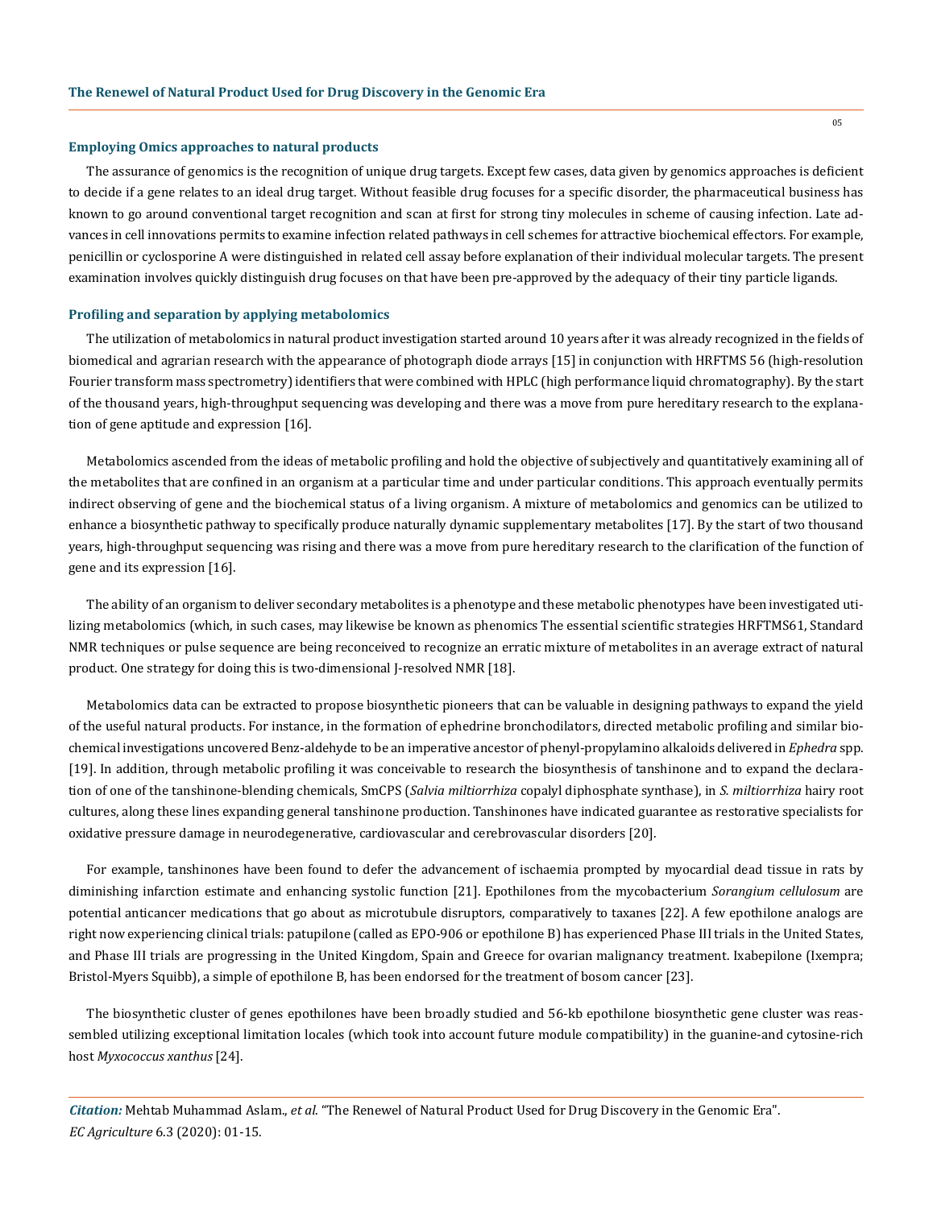### Employing Omics approaches to natural products

The assurance of genomics is the recognition of unique drug targets. Except few cases, data given by genomics approaches is deficient to decide if a gene relates to an ideal drug target. Without feasible drug focuses for a specific disorder, the pharmaceutical business has known to go around conventional target recognition and scan at first for strong tiny molecules in scheme of causing infection. Late advances in cell innovations permits to examine infection related pathways in cell schemes for attractive biochemical effectors. For example, penicillin or cyclosporine A were distinguished in related cell assay before explanation of their individual molecular targets. The present examination involves quickly distinguish drug focuses on that have been pre-approved by the adequacy of their tiny particle ligands.

### Profiling and separation by applying metabolomics

The utilization of metabolomics in natural product investigation started around 10 years after it was already recognized in the fields of biomedical and agrarian research with the appearance of photograph diode arrays [15] in conjunction with HRFTMS 56 (high-resolution Fourier transform mass spectrometry) identifiers that were combined with HPLC (high performance liquid chromatography). By the start of the thousand years, high-throughput sequencing was developing and there was a move from pure hereditary research to the explanation of gene aptitude and expression [16].

Metabolomics ascended from the ideas of metabolic profiling and hold the objective of subjectively and quantitatively examining all of the metabolites that are confined in an organism at a particular time and under particular conditions. This approach eventually permits indirect observing of gene and the biochemical status of a living organism. A mixture of metabolomics and genomics can be utilized to enhance a biosynthetic pathway to specifically produce naturally dynamic supplementary metabolites [17]. By the start of two thousand years, high-throughput sequencing was rising and there was a move from pure hereditary research to the clarification of the function of gene and its expression [16].

The ability of an organism to deliver secondary metabolites is a phenotype and these metabolic phenotypes have been investigated utilizing metabolomics (which, in such cases, may likewise be known as phenomics The essential scientific strategies HRFTMS61, Standard NMR techniques or pulse sequence are being reconceived to recognize an erratic mixture of metabolites in an average extract of natural product. One strategy for doing this is two-dimensional J-resolved NMR [18].

Metabolomics data can be extracted to propose biosynthetic pioneers that can be valuable in designing pathways to expand the yield of the useful natural products. For instance, in the formation of ephedrine bronchodilators, directed metabolic profiling and similar biochemical investigations uncovered Benz-aldehyde to be an imperative ancestor of phenyl-propylamino alkaloids delivered in *Ephedra* spp. [19]. In addition, through metabolic profiling it was conceivable to research the biosynthesis of tanshinone and to expand the declaration of one of the tanshinone-blending chemicals, SmCPS (*Salvia miltiorrhiza* copalyl diphosphate synthase), in *S. miltiorrhiza* hairy root cultures, along these lines expanding general tanshinone production. Tanshinones have indicated guarantee as restorative specialists for oxidative pressure damage in neurodegenerative, cardiovascular and cerebrovascular disorders [20].

For example, tanshinones have been found to defer the advancement of ischaemia prompted by myocardial dead tissue in rats by diminishing infarction estimate and enhancing systolic function [21]. Epothilones from the mycobacterium *Sorangium cellulosum* are potential anticancer medications that go about as microtubule disruptors, comparatively to taxanes [22]. A few epothilone analogs are right now experiencing clinical trials: patupilone (called as EPO-906 or epothilone B) has experienced Phase III trials in the United States, and Phase III trials are progressing in the United Kingdom, Spain and Greece for ovarian malignancy treatment. Ixabepilone (Ixempra; Bristol-Myers Squibb), a simple of epothilone B, has been endorsed for the treatment of bosom cancer [23].

The biosynthetic cluster of genes epothilones have been broadly studied and 56-kb epothilone biosynthetic gene cluster was reassembled utilizing exceptional limitation locales (which took into account future module compatibility) in the guanine-and cytosine-rich host *Myxococcus xanthus* [24].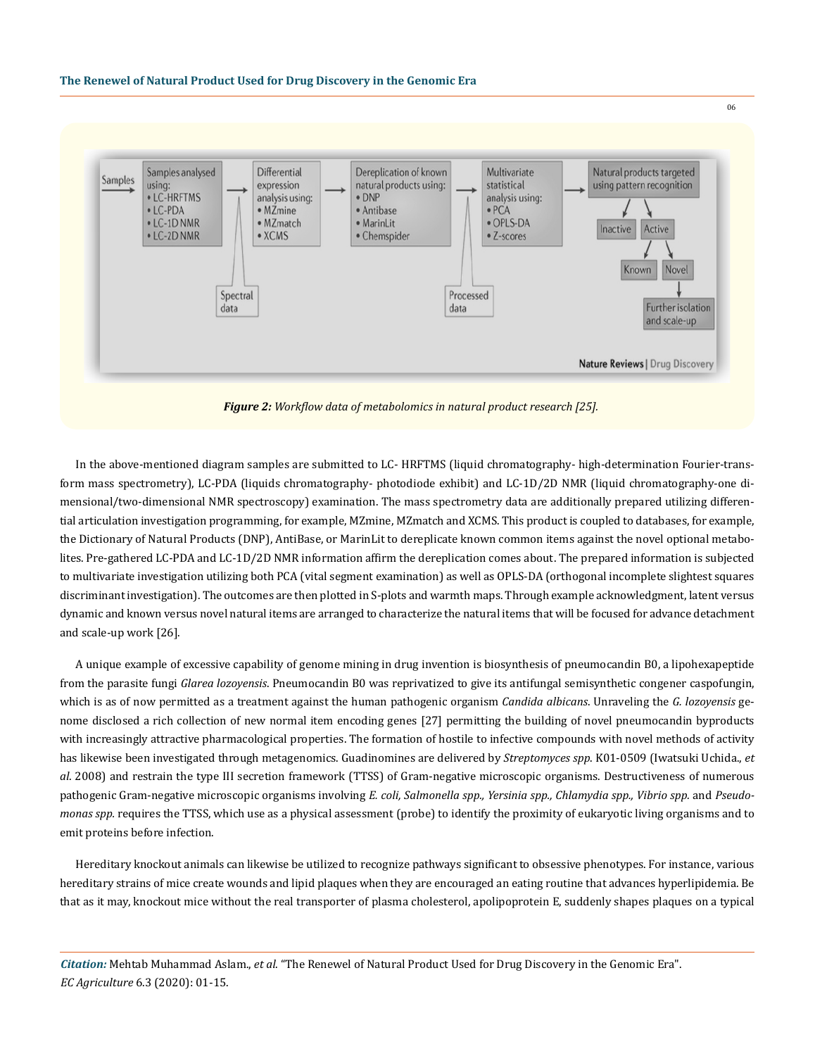*Figure 2: Workflow data of metabolomics in natural product research [25].*

In the above-mentioned diagram samples are submitted to LC- HRFTMS (liquid chromatography- high-determination Fourier-transform mass spectrometry), LC-PDA (liquids chromatography- photodiode exhibit) and LC-1D/2D NMR (liquid chromatography-one dimensional/two-dimensional NMR spectroscopy) examination. The mass spectrometry data are additionally prepared utilizing differential articulation investigation programming, for example, MZmine, MZmatch and XCMS. This product is coupled to databases, for example, the Dictionary of Natural Products (DNP), AntiBase, or MarinLit to dereplicate known common items against the novel optional metabolites. Pre-gathered LC-PDA and LC-1D/2D NMR information affirm the dereplication comes about. The prepared information is subjected to multivariate investigation utilizing both PCA (vital segment examination) as well as OPLS-DA (orthogonal incomplete slightest squares discriminant investigation). The outcomes are then plotted in S-plots and warmth maps. Through example acknowledgment, latent versus dynamic and known versus novel natural items are arranged to characterize the natural items that will be focused for advance detachment and scale-up work [26].

A unique example of excessive capability of genome mining in drug invention is biosynthesis of pneumocandin B0, a lipohexapeptide from the parasite fungi *Glarea lozoyensis*. Pneumocandin B0 was reprivatized to give its antifungal semisynthetic congener caspofungin, which is as of now permitted as a treatment against the human pathogenic organism *Candida albicans*. Unraveling the *G. lozoyensis* genome disclosed a rich collection of new normal item encoding genes [27] permitting the building of novel pneumocandin byproducts with increasingly attractive pharmacological properties. The formation of hostile to infective compounds with novel methods of activity has likewise been investigated through metagenomics. Guadinomines are delivered by *Streptomyces spp.* K01-0509 (Iwatsuki Uchida., *et al.* 2008) and restrain the type III secretion framework (TTSS) of Gram-negative microscopic organisms. Destructiveness of numerous pathogenic Gram-negative microscopic organisms involving *E. coli, Salmonella spp., Yersinia spp., Chlamydia spp., Vibrio spp.* and *Pseudomonas spp.* requires the TTSS, which use as a physical assessment (probe) to identify the proximity of eukaryotic living organisms and to emit proteins before infection.

Hereditary knockout animals can likewise be utilized to recognize pathways significant to obsessive phenotypes. For instance, various hereditary strains of mice create wounds and lipid plaques when they are encouraged an eating routine that advances hyperlipidemia. Be that as it may, knockout mice without the real transporter of plasma cholesterol, apolipoprotein E, suddenly shapes plaques on a typical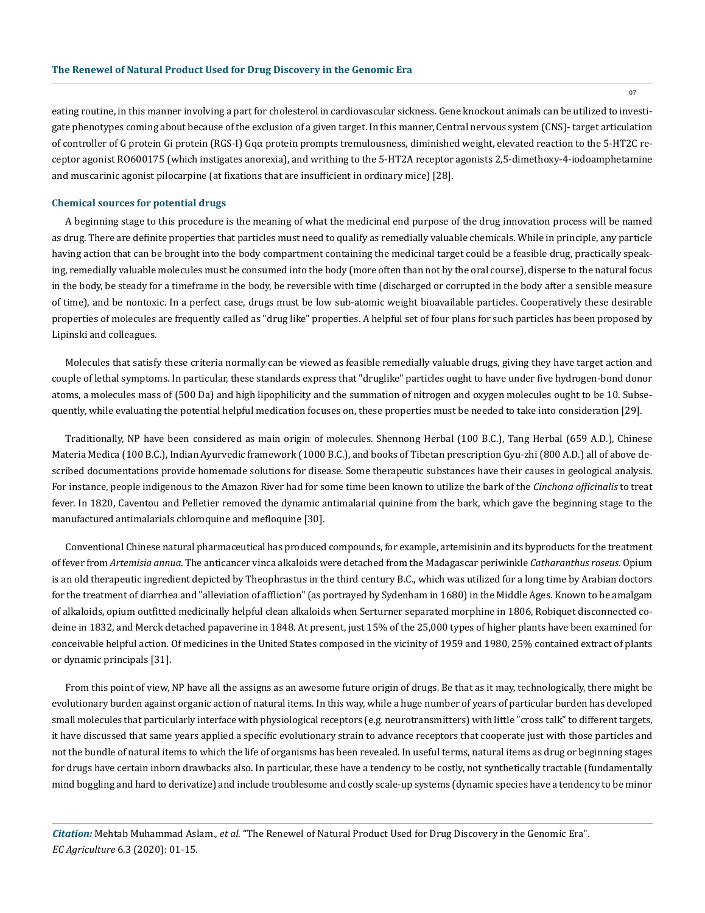eating routine, in this manner involving a part for cholesterol in cardiovascular sickness. Gene knockout animals can be utilized to investigate phenotypes coming about because of the exclusion of a given target. In this manner, Central nervous system (CNS)- target articulation of controller of G protein Gi protein (RGS-I) Gqα protein prompts tremulousness, diminished weight, elevated reaction to the 5-HT2C receptor agonist RO600175 (which instigates anorexia), and writhing to the 5-HT2A receptor agonists 2,5-dimethoxy-4-iodoamphetamine and muscarinic agonist pilocarpine (at fixations that are insufficient in ordinary mice) [28].

### Chemical sources for potential drugs

A beginning stage to this procedure is the meaning of what the medicinal end purpose of the drug innovation process will be named as drug. There are definite properties that particles must need to qualify as remedially valuable chemicals. While in principle, any particle having action that can be brought into the body compartment containing the medicinal target could be a feasible drug, practically speaking, remedially valuable molecules must be consumed into the body (more often than not by the oral course), disperse to the natural focus in the body, be steady for a timeframe in the body, be reversible with time (discharged or corrupted in the body after a sensible measure of time), and be nontoxic. In a perfect case, drugs must be low sub-atomic weight bioavailable particles. Cooperatively these desirable properties of molecules are frequently called as "drug like" properties. A helpful set of four plans for such particles has been proposed by Lipinski and colleagues.

Molecules that satisfy these criteria normally can be viewed as feasible remedially valuable drugs, giving they have target action and couple of lethal symptoms. In particular, these standards express that "druglike" particles ought to have under five hydrogen-bond donor atoms, a molecules mass of (500 Da) and high lipophilicity and the summation of nitrogen and oxygen molecules ought to be 10. Subsequently, while evaluating the potential helpful medication focuses on, these properties must be needed to take into consideration [29].

Traditionally, NP have been considered as main origin of molecules. Shennong Herbal (100 B.C.), Tang Herbal (659 A.D.), Chinese Materia Medica (100 B.C.), Indian Ayurvedic framework (1000 B.C.), and books of Tibetan prescription Gyu-zhi (800 A.D.) all of above described documentations provide homemade solutions for disease. Some therapeutic substances have their causes in geological analysis. For instance, people indigenous to the Amazon River had for some time been known to utilize the bark of the *Cinchona officinalis* to treat fever. In 1820, Caventou and Pelletier removed the dynamic antimalarial quinine from the bark, which gave the beginning stage to the manufactured antimalarials chloroquine and mefloquine [30].

Conventional Chinese natural pharmaceutical has produced compounds, for example, artemisinin and its byproducts for the treatment of fever from *Artemisia annua*. The anticancer vinca alkaloids were detached from the Madagascar periwinkle *Catharanthus roseus*. Opium is an old therapeutic ingredient depicted by Theophrastus in the third century B.C., which was utilized for a long time by Arabian doctors for the treatment of diarrhea and "alleviation of affliction" (as portrayed by Sydenham in 1680) in the Middle Ages. Known to be amalgam of alkaloids, opium outfitted medicinally helpful clean alkaloids when Serturner separated morphine in 1806, Robiquet disconnected codeine in 1832, and Merck detached papaverine in 1848. At present, just 15% of the 25,000 types of higher plants have been examined for conceivable helpful action. Of medicines in the United States composed in the vicinity of 1959 and 1980, 25% contained extract of plants or dynamic principals [31].

From this point of view, NP have all the assigns as an awesome future origin of drugs. Be that as it may, technologically, there might be evolutionary burden against organic action of natural items. In this way, while a huge number of years of particular burden has developed small molecules that particularly interface with physiological receptors (e.g. neurotransmitters) with little "cross talk" to different targets, it have discussed that same years applied a specific evolutionary strain to advance receptors that cooperate just with those particles and not the bundle of natural items to which the life of organisms has been revealed. In useful terms, natural items as drug or beginning stages for drugs have certain inborn drawbacks also. In particular, these have a tendency to be costly, not synthetically tractable (fundamentally mind boggling and hard to derivatize) and include troublesome and costly scale-up systems (dynamic species have a tendency to be minor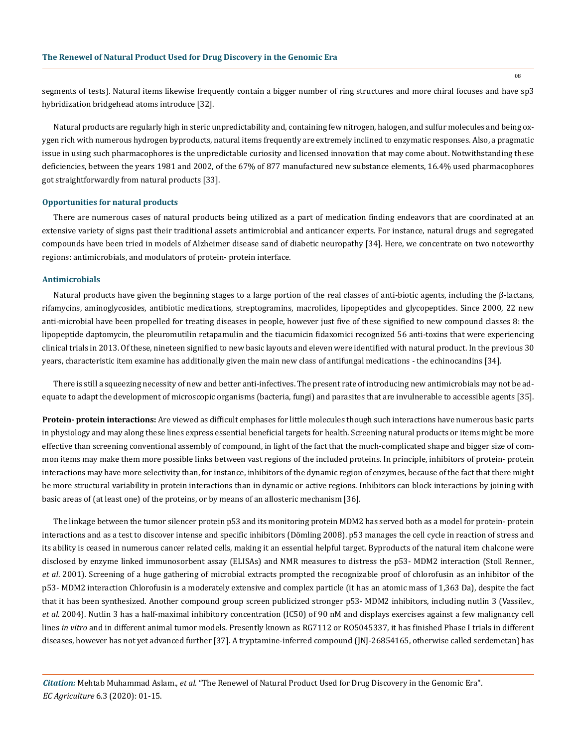segments of tests). Natural items likewise frequently contain a bigger number of ring structures and more chiral focuses and have sp3 hybridization bridgehead atoms introduce [32].

Natural products are regularly high in steric unpredictability and, containing few nitrogen, halogen, and sulfur molecules and being oxygen rich with numerous hydrogen byproducts, natural items frequently are extremely inclined to enzymatic responses. Also, a pragmatic issue in using such pharmacophores is the unpredictable curiosity and licensed innovation that may come about. Notwithstanding these deficiencies, between the years 1981 and 2002, of the 67% of 877 manufactured new substance elements, 16.4% used pharmacophores got straightforwardly from natural products [33].

### Opportunities for natural products

There are numerous cases of natural products being utilized as a part of medication finding endeavors that are coordinated at an extensive variety of signs past their traditional assets antimicrobial and anticancer experts. For instance, natural drugs and segregated compounds have been tried in models of Alzheimer disease sand of diabetic neuropathy [34]. Here, we concentrate on two noteworthy regions: antimicrobials, and modulators of protein- protein interface.

### Antimicrobials

Natural products have given the beginning stages to a large portion of the real classes of anti-biotic agents, including the β-lactans, rifamycins, aminoglycosides, antibiotic medications, streptogramins, macrolides, lipopeptides and glycopeptides. Since 2000, 22 new anti-microbial have been propelled for treating diseases in people, however just five of these signified to new compound classes 8: the lipopeptide daptomycin, the pleuromutilin retapamulin and the tiacumicin fidaxomici recognized 56 anti-toxins that were experiencing clinical trials in 2013. Of these, nineteen signified to new basic layouts and eleven were identified with natural product. In the previous 30 years, characteristic item examine has additionally given the main new class of antifungal medications - the echinocandins [34].

There is still a squeezing necessity of new and better anti-infectives. The present rate of introducing new antimicrobials may not be adequate to adapt the development of microscopic organisms (bacteria, fungi) and parasites that are invulnerable to accessible agents [35].

**Protein- protein interactions:** Are viewed as difficult emphases for little molecules though such interactions have numerous basic parts in physiology and may along these lines express essential beneficial targets for health. Screening natural products or items might be more effective than screening conventional assembly of compound, in light of the fact that the much-complicated shape and bigger size of common items may make them more possible links between vast regions of the included proteins. In principle, inhibitors of protein- protein interactions may have more selectivity than, for instance, inhibitors of the dynamic region of enzymes, because of the fact that there might be more structural variability in protein interactions than in dynamic or active regions. Inhibitors can block interactions by joining with basic areas of (at least one) of the proteins, or by means of an allosteric mechanism [36].

The linkage between the tumor silencer protein p53 and its monitoring protein MDM2 has served both as a model for protein- protein interactions and as a test to discover intense and specific inhibitors (Dömling 2008). p53 manages the cell cycle in reaction of stress and its ability is ceased in numerous cancer related cells, making it an essential helpful target. Byproducts of the natural item chalcone were disclosed by enzyme linked immunosorbent assay (ELISAs) and NMR measures to distress the p53- MDM2 interaction (Stoll Renner., *et al*. 2001). Screening of a huge gathering of microbial extracts prompted the recognizable proof of chlorofusin as an inhibitor of the p53- MDM2 interaction Chlorofusin is a moderately extensive and complex particle (it has an atomic mass of 1,363 Da), despite the fact that it has been synthesized. Another compound group screen publicized stronger p53- MDM2 inhibitors, including nutlin 3 (Vassilev., *et al*. 2004). Nutlin 3 has a half-maximal inhibitory concentration (IC50) of 90 nM and displays exercises against a few malignancy cell lines *in vitro* and in different animal tumor models. Presently known as RG7112 or RO5045337, it has finished Phase I trials in different diseases, however has not yet advanced further [37]. A tryptamine-inferred compound (JNJ-26854165, otherwise called serdemetan) has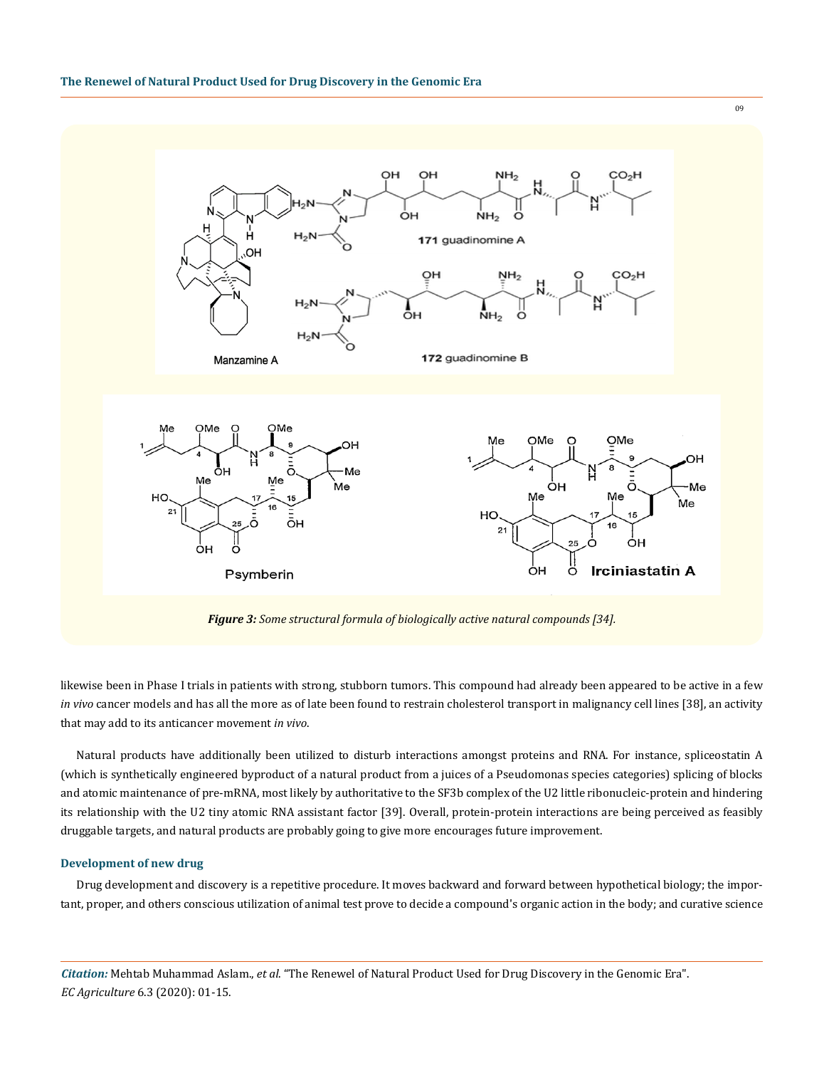*Figure 3: Some structural formula of biologically active natural compounds [34].*

likewise been in Phase I trials in patients with strong, stubborn tumors. This compound had already been appeared to be active in a few *in vivo* cancer models and has all the more as of late been found to restrain cholesterol transport in malignancy cell lines [38], an activity that may add to its anticancer movement *in vivo*.

Natural products have additionally been utilized to disturb interactions amongst proteins and RNA. For instance, spliceostatin A (which is synthetically engineered byproduct of a natural product from a juices of a Pseudomonas species categories) splicing of blocks and atomic maintenance of pre-mRNA, most likely by authoritative to the SF3b complex of the U2 little ribonucleic-protein and hindering its relationship with the U2 tiny atomic RNA assistant factor [39]. Overall, protein-protein interactions are being perceived as feasibly druggable targets, and natural products are probably going to give more encourages future improvement.

### Development of new drug

Drug development and discovery is a repetitive procedure. It moves backward and forward between hypothetical biology; the important, proper, and others conscious utilization of animal test prove to decide a compound's organic action in the body; and curative science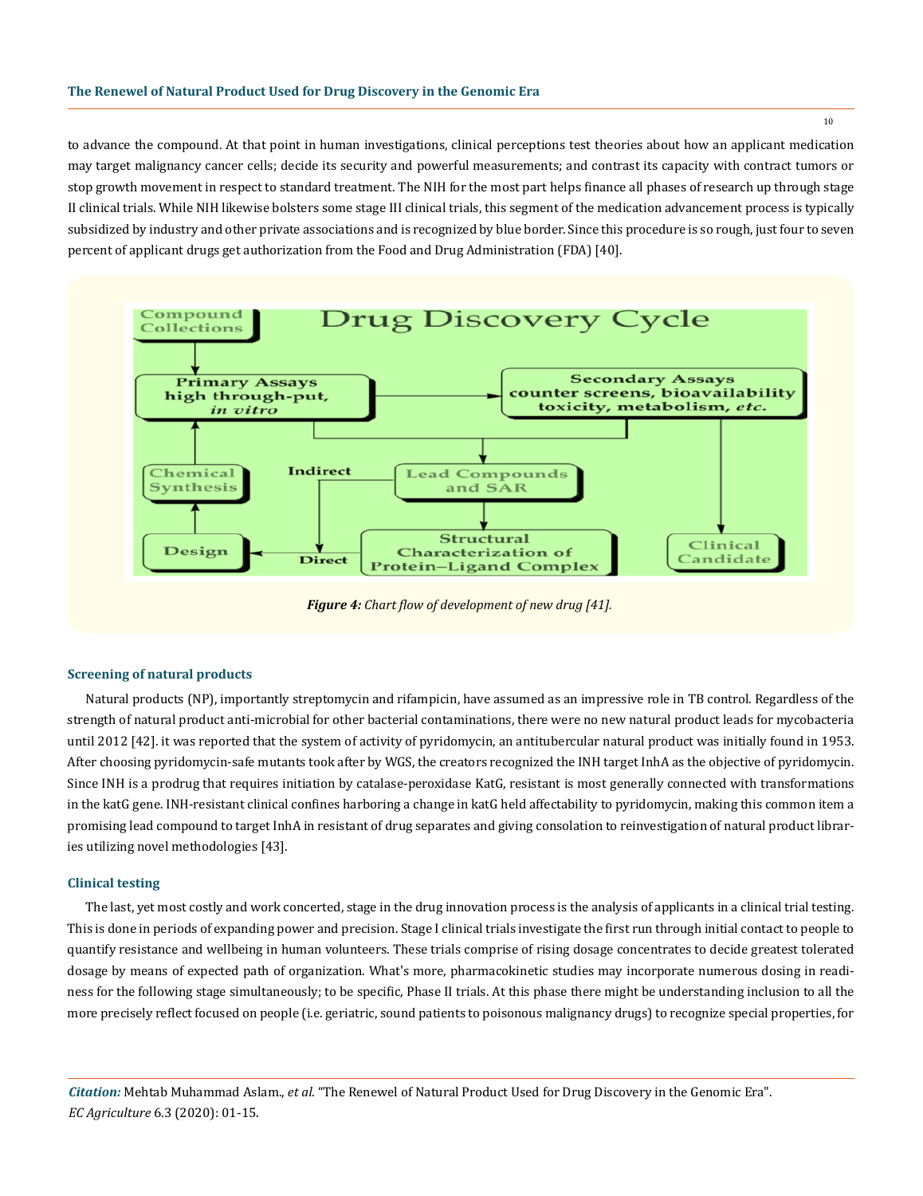to advance the compound. At that point in human investigations, clinical perceptions test theories about how an applicant medication may target malignancy cancer cells; decide its security and powerful measurements; and contrast its capacity with contract tumors or stop growth movement in respect to standard treatment. The NIH for the most part helps finance all phases of research up through stage II clinical trials. While NIH likewise bolsters some stage III clinical trials, this segment of the medication advancement process is typically subsidized by industry and other private associations and is recognized by blue border. Since this procedure is so rough, just four to seven percent of applicant drugs get authorization from the Food and Drug Administration (FDA) [40].

***Figure 4:*** *Chart flow of development of new drug [41].*

### Screening of natural products

Natural products (NP), importantly streptomycin and rifampicin, have assumed as an impressive role in TB control. Regardless of the strength of natural product anti-microbial for other bacterial contaminations, there were no new natural product leads for mycobacteria until 2012 [42]. it was reported that the system of activity of pyridomycin, an antitubercular natural product was initially found in 1953. After choosing pyridomycin-safe mutants took after by WGS, the creators recognized the INH target InhA as the objective of pyridomycin. Since INH is a prodrug that requires initiation by catalase-peroxidase KatG, resistant is most generally connected with transformations in the katG gene. INH-resistant clinical confines harboring a change in katG held affectability to pyridomycin, making this common item a promising lead compound to target InhA in resistant of drug separates and giving consolation to reinvestigation of natural product libraries utilizing novel methodologies [43].

### Clinical testing

The last, yet most costly and work concerted, stage in the drug innovation process is the analysis of applicants in a clinical trial testing. This is done in periods of expanding power and precision. Stage I clinical trials investigate the first run through initial contact to people to quantify resistance and wellbeing in human volunteers. These trials comprise of rising dosage concentrates to decide greatest tolerated dosage by means of expected path of organization. What's more, pharmacokinetic studies may incorporate numerous dosing in readiness for the following stage simultaneously; to be specific, Phase II trials. At this phase there might be understanding inclusion to all the more precisely reflect focused on people (i.e. geriatric, sound patients to poisonous malignancy drugs) to recognize special properties, for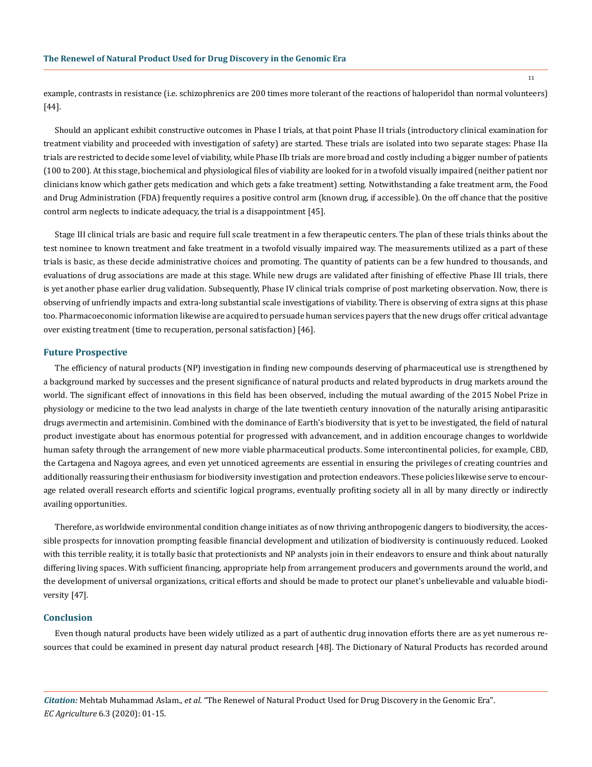example, contrasts in resistance (i.e. schizophrenics are 200 times more tolerant of the reactions of haloperidol than normal volunteers) [44].

Should an applicant exhibit constructive outcomes in Phase I trials, at that point Phase II trials (introductory clinical examination for treatment viability and proceeded with investigation of safety) are started. These trials are isolated into two separate stages: Phase IIa trials are restricted to decide some level of viability, while Phase IIb trials are more broad and costly including a bigger number of patients (100 to 200). At this stage, biochemical and physiological files of viability are looked for in a twofold visually impaired (neither patient nor clinicians know which gather gets medication and which gets a fake treatment) setting. Notwithstanding a fake treatment arm, the Food and Drug Administration (FDA) frequently requires a positive control arm (known drug, if accessible). On the off chance that the positive control arm neglects to indicate adequacy, the trial is a disappointment [45].

Stage III clinical trials are basic and require full scale treatment in a few therapeutic centers. The plan of these trials thinks about the test nominee to known treatment and fake treatment in a twofold visually impaired way. The measurements utilized as a part of these trials is basic, as these decide administrative choices and promoting. The quantity of patients can be a few hundred to thousands, and evaluations of drug associations are made at this stage. While new drugs are validated after finishing of effective Phase III trials, there is yet another phase earlier drug validation. Subsequently, Phase IV clinical trials comprise of post marketing observation. Now, there is observing of unfriendly impacts and extra-long substantial scale investigations of viability. There is observing of extra signs at this phase too. Pharmacoeconomic information likewise are acquired to persuade human services payers that the new drugs offer critical advantage over existing treatment (time to recuperation, personal satisfaction) [46].

## Future Prospective

The efficiency of natural products (NP) investigation in finding new compounds deserving of pharmaceutical use is strengthened by a background marked by successes and the present significance of natural products and related byproducts in drug markets around the world. The significant effect of innovations in this field has been observed, including the mutual awarding of the 2015 Nobel Prize in physiology or medicine to the two lead analysts in charge of the late twentieth century innovation of the naturally arising antiparasitic drugs avermectin and artemisinin. Combined with the dominance of Earth's biodiversity that is yet to be investigated, the field of natural product investigate about has enormous potential for progressed with advancement, and in addition encourage changes to worldwide human safety through the arrangement of new more viable pharmaceutical products. Some intercontinental policies, for example, CBD, the Cartagena and Nagoya agrees, and even yet unnoticed agreements are essential in ensuring the privileges of creating countries and additionally reassuring their enthusiasm for biodiversity investigation and protection endeavors. These policies likewise serve to encourage related overall research efforts and scientific logical programs, eventually profiting society all in all by many directly or indirectly availing opportunities.

Therefore, as worldwide environmental condition change initiates as of now thriving anthropogenic dangers to biodiversity, the accessible prospects for innovation prompting feasible financial development and utilization of biodiversity is continuously reduced. Looked with this terrible reality, it is totally basic that protectionists and NP analysts join in their endeavors to ensure and think about naturally differing living spaces. With sufficient financing, appropriate help from arrangement producers and governments around the world, and the development of universal organizations, critical efforts and should be made to protect our planet's unbelievable and valuable biodiversity [47].

## Conclusion

Even though natural products have been widely utilized as a part of authentic drug innovation efforts there are as yet numerous resources that could be examined in present day natural product research [48]. The Dictionary of Natural Products has recorded around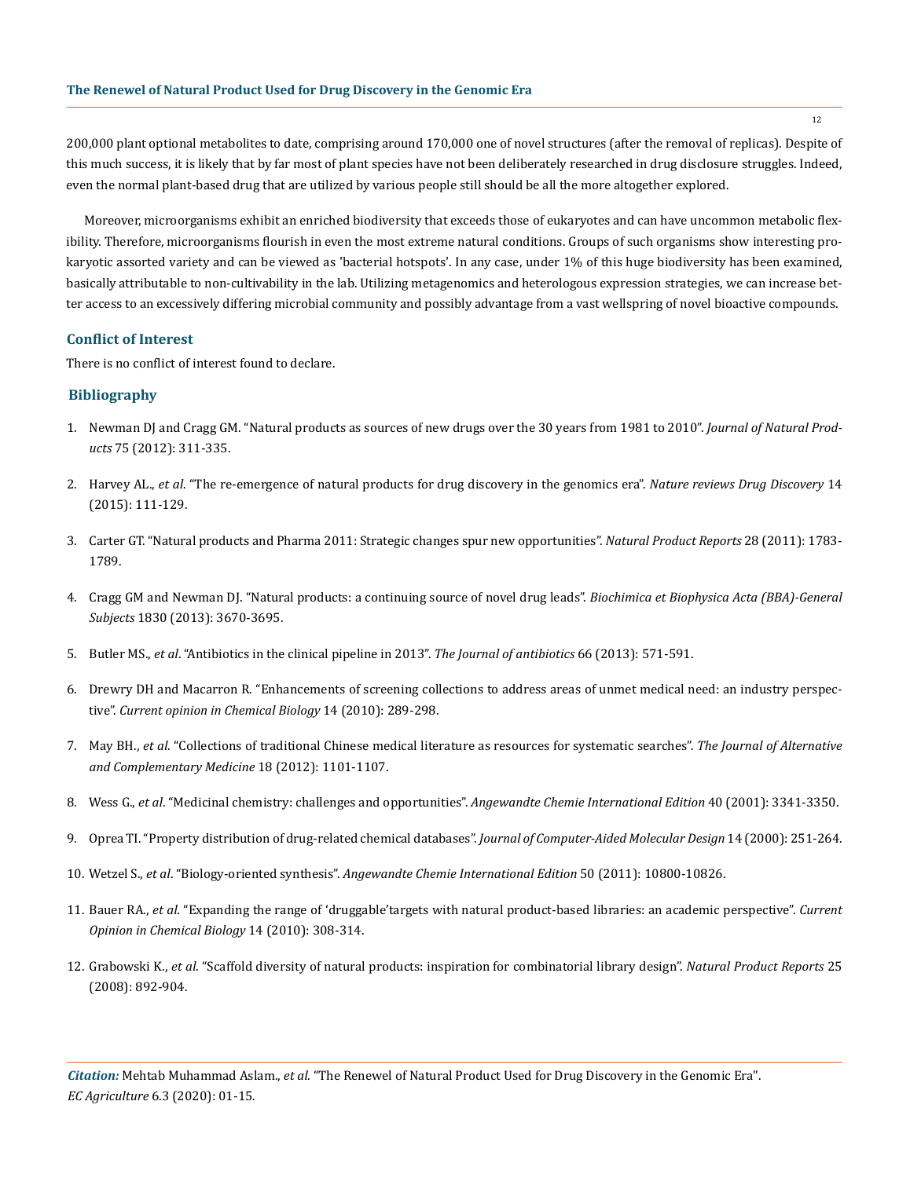200,000 plant optional metabolites to date, comprising around 170,000 one of novel structures (after the removal of replicas). Despite of this much success, it is likely that by far most of plant species have not been deliberately researched in drug disclosure struggles. Indeed, even the normal plant-based drug that are utilized by various people still should be all the more altogether explored.

Moreover, microorganisms exhibit an enriched biodiversity that exceeds those of eukaryotes and can have uncommon metabolic flexibility. Therefore, microorganisms flourish in even the most extreme natural conditions. Groups of such organisms show interesting prokaryotic assorted variety and can be viewed as 'bacterial hotspots'. In any case, under 1% of this huge biodiversity has been examined, basically attributable to non-cultivability in the lab. Utilizing metagenomics and heterologous expression strategies, we can increase better access to an excessively differing microbial community and possibly advantage from a vast wellspring of novel bioactive compounds.

## Conflict of Interest

There is no conflict of interest found to declare.

## Bibliography

1. Newman DJ and Cragg GM. "Natural products as sources of new drugs over the 30 years from 1981 to 2010". *Journal of Natural Products* 75 (2012): 311-335.
2. Harvey AL., *et al*. "The re-emergence of natural products for drug discovery in the genomics era". *Nature reviews Drug Discovery* 14 (2015): 111-129.
3. Carter GT. "Natural products and Pharma 2011: Strategic changes spur new opportunities". *Natural Product Reports* 28 (2011): 1783-1789.
4. Cragg GM and Newman DJ. "Natural products: a continuing source of novel drug leads". *Biochimica et Biophysica Acta (BBA)-General Subjects* 1830 (2013): 3670-3695.
5. Butler MS., *et al*. "Antibiotics in the clinical pipeline in 2013". *The Journal of antibiotics* 66 (2013): 571-591.
6. Drewry DH and Macarron R. "Enhancements of screening collections to address areas of unmet medical need: an industry perspective". *Current opinion in Chemical Biology* 14 (2010): 289-298.
7. May BH., *et al*. "Collections of traditional Chinese medical literature as resources for systematic searches". *The Journal of Alternative and Complementary Medicine* 18 (2012): 1101-1107.
8. Wess G., *et al*. "Medicinal chemistry: challenges and opportunities". *Angewandte Chemie International Edition* 40 (2001): 3341-3350.
9. Oprea TI. "Property distribution of drug-related chemical databases". *Journal of Computer-Aided Molecular Design* 14 (2000): 251-264.
10. Wetzel S., *et al*. "Biology-oriented synthesis". *Angewandte Chemie International Edition* 50 (2011): 10800-10826.
11. Bauer RA., *et al.* "Expanding the range of 'druggable'targets with natural product-based libraries: an academic perspective". *Current Opinion in Chemical Biology* 14 (2010): 308-314.
12. Grabowski K., *et al*. "Scaffold diversity of natural products: inspiration for combinatorial library design". *Natural Product Reports* 25 (2008): 892-904.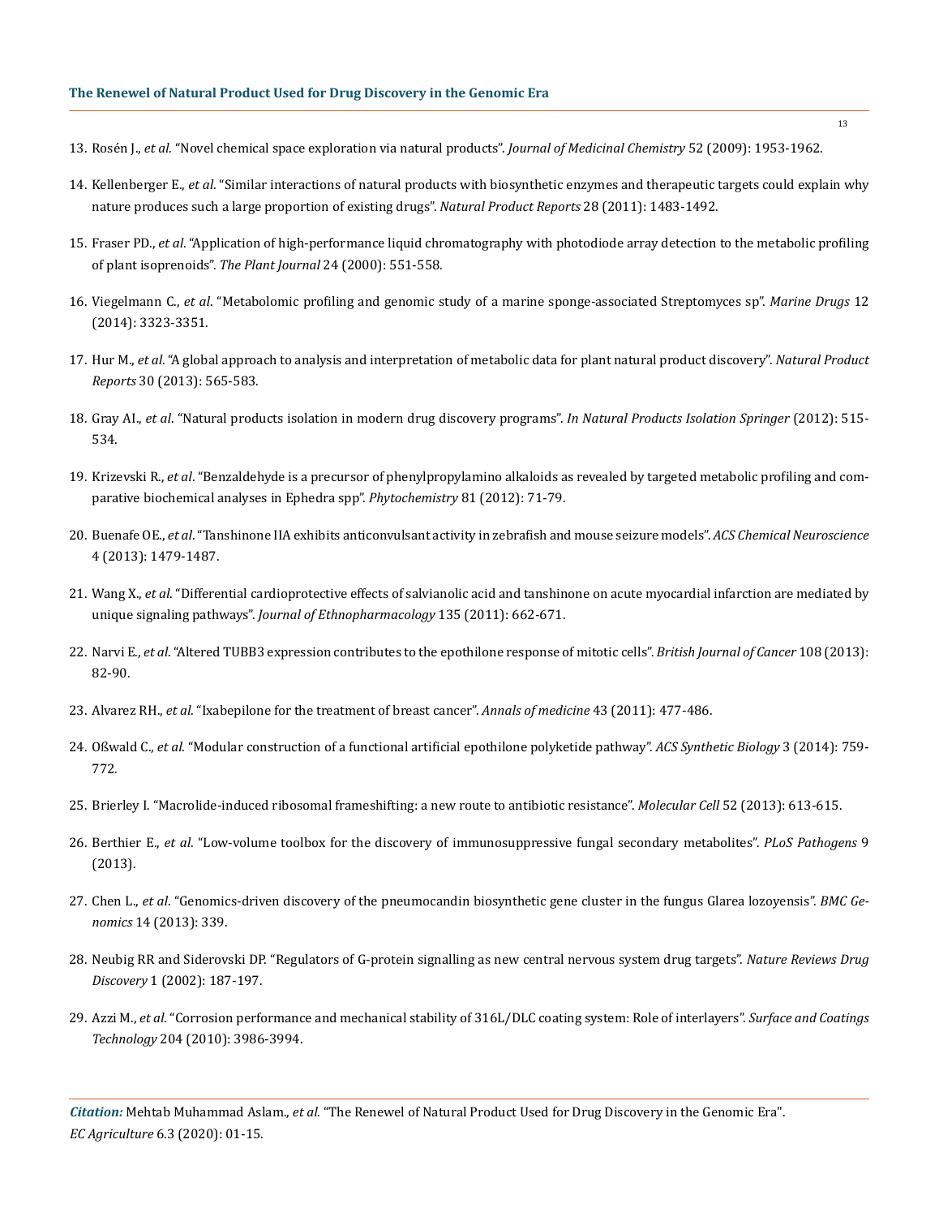13. Rosén J., *et al*. "Novel chemical space exploration via natural products". *Journal of Medicinal Chemistry* 52 (2009): 1953-1962.

14. Kellenberger E., *et al*. "Similar interactions of natural products with biosynthetic enzymes and therapeutic targets could explain why nature produces such a large proportion of existing drugs". *Natural Product Reports* 28 (2011): 1483-1492.

15. Fraser PD., *et al*. "Application of high-performance liquid chromatography with photodiode array detection to the metabolic profiling of plant isoprenoids". *The Plant Journal* 24 (2000): 551-558.

16. Viegelmann C., *et al*. "Metabolomic profiling and genomic study of a marine sponge-associated Streptomyces sp". *Marine Drugs* 12 (2014): 3323-3351.

17. Hur M., *et al*. "A global approach to analysis and interpretation of metabolic data for plant natural product discovery". *Natural Product Reports* 30 (2013): 565-583.

18. Gray AI., *et al*. "Natural products isolation in modern drug discovery programs". *In Natural Products Isolation Springer* (2012): 515-534.

19. Krizevski R., *et al*. "Benzaldehyde is a precursor of phenylpropylamino alkaloids as revealed by targeted metabolic profiling and comparative biochemical analyses in Ephedra spp". *Phytochemistry* 81 (2012): 71-79.

20. Buenafe OE., *et al*. "Tanshinone IIA exhibits anticonvulsant activity in zebrafish and mouse seizure models". *ACS Chemical Neuroscience* 4 (2013): 1479-1487.

21. Wang X., *et al*. "Differential cardioprotective effects of salvianolic acid and tanshinone on acute myocardial infarction are mediated by unique signaling pathways". *Journal of Ethnopharmacology* 135 (2011): 662-671.

22. Narvi E., *et al*. "Altered TUBB3 expression contributes to the epothilone response of mitotic cells". *British Journal of Cancer* 108 (2013): 82-90.

23. Alvarez RH., *et al*. "Ixabepilone for the treatment of breast cancer". *Annals of medicine* 43 (2011): 477-486.

24. Oßwald C., *et al*. "Modular construction of a functional artificial epothilone polyketide pathway". *ACS Synthetic Biology* 3 (2014): 759-772.

25. Brierley I. "Macrolide-induced ribosomal frameshifting: a new route to antibiotic resistance". *Molecular Cell* 52 (2013): 613-615.

26. Berthier E., *et al*. "Low-volume toolbox for the discovery of immunosuppressive fungal secondary metabolites". *PLoS Pathogens* 9 (2013).

27. Chen L., *et al*. "Genomics-driven discovery of the pneumocandin biosynthetic gene cluster in the fungus Glarea lozoyensis". *BMC Genomics* 14 (2013): 339.

28. Neubig RR and Siderovski DP. "Regulators of G-protein signalling as new central nervous system drug targets". *Nature Reviews Drug Discovery* 1 (2002): 187-197.

29. Azzi M., *et al*. "Corrosion performance and mechanical stability of 316L/DLC coating system: Role of interlayers". *Surface and Coatings Technology* 204 (2010): 3986-3994.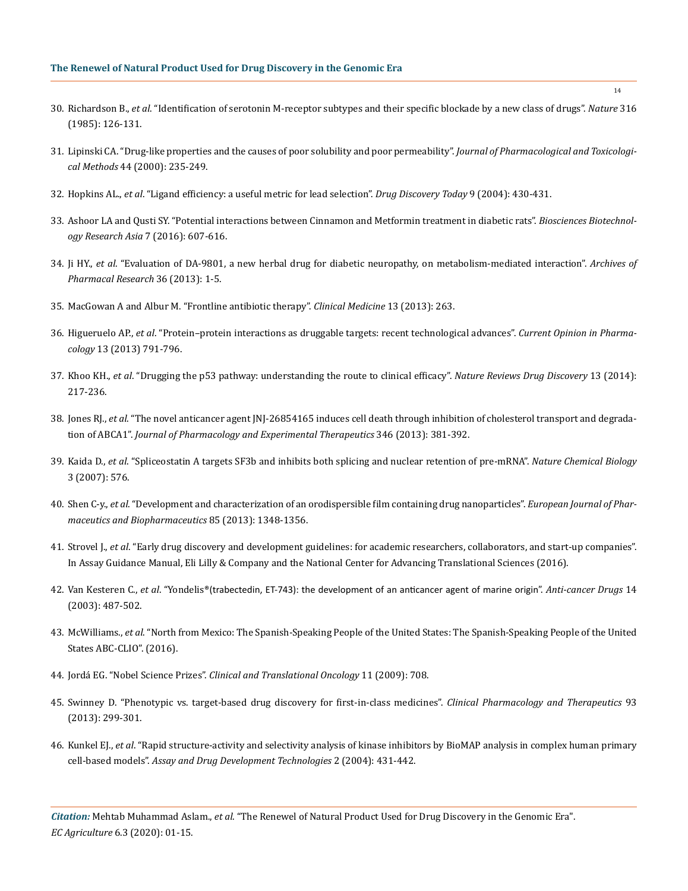30. Richardson B., *et al*. "Identification of serotonin M-receptor subtypes and their specific blockade by a new class of drugs". *Nature* 316 (1985): 126-131.
31. Lipinski CA. "Drug-like properties and the causes of poor solubility and poor permeability". *Journal of Pharmacological and Toxicological Methods* 44 (2000): 235-249.
32. Hopkins AL., *et al*. "Ligand efficiency: a useful metric for lead selection". *Drug Discovery Today* 9 (2004): 430-431.
33. Ashoor LA and Qusti SY. "Potential interactions between Cinnamon and Metformin treatment in diabetic rats". *Biosciences Biotechnology Research Asia* 7 (2016): 607-616.
34. Ji HY., *et al*. "Evaluation of DA-9801, a new herbal drug for diabetic neuropathy, on metabolism-mediated interaction". *Archives of Pharmacal Research* 36 (2013): 1-5.
35. MacGowan A and Albur M. "Frontline antibiotic therapy". *Clinical Medicine* 13 (2013): 263.
36. Higueruelo AP., *et al*. "Protein–protein interactions as druggable targets: recent technological advances". *Current Opinion in Pharmacology* 13 (2013) 791-796.
37. Khoo KH., *et al*. "Drugging the p53 pathway: understanding the route to clinical efficacy". *Nature Reviews Drug Discovery* 13 (2014): 217-236.
38. Jones RJ., *et al*. "The novel anticancer agent JNJ-26854165 induces cell death through inhibition of cholesterol transport and degradation of ABCA1". *Journal of Pharmacology and Experimental Therapeutics* 346 (2013): 381-392.
39. Kaida D., *et al*. "Spliceostatin A targets SF3b and inhibits both splicing and nuclear retention of pre-mRNA". *Nature Chemical Biology* 3 (2007): 576.
40. Shen C-y., *et al*. "Development and characterization of an orodispersible film containing drug nanoparticles". *European Journal of Pharmaceutics and Biopharmaceutics* 85 (2013): 1348-1356.
41. Strovel J., *et al*. "Early drug discovery and development guidelines: for academic researchers, collaborators, and start-up companies". In Assay Guidance Manual, Eli Lilly & Company and the National Center for Advancing Translational Sciences (2016).
42. Van Kesteren C., *et al*. "Yondelis®(trabectedin, ET-743): the development of an anticancer agent of marine origin". *Anti-cancer Drugs* 14 (2003): 487-502.
43. McWilliams., *et al*. "North from Mexico: The Spanish-Speaking People of the United States: The Spanish-Speaking People of the United States ABC-CLIO". (2016).
44. Jordá EG. "Nobel Science Prizes". *Clinical and Translational Oncology* 11 (2009): 708.
45. Swinney D. "Phenotypic vs. target-based drug discovery for first-in-class medicines". *Clinical Pharmacology and Therapeutics* 93 (2013): 299-301.
46. Kunkel EJ., *et al*. "Rapid structure-activity and selectivity analysis of kinase inhibitors by BioMAP analysis in complex human primary cell-based models". *Assay and Drug Development Technologies* 2 (2004): 431-442.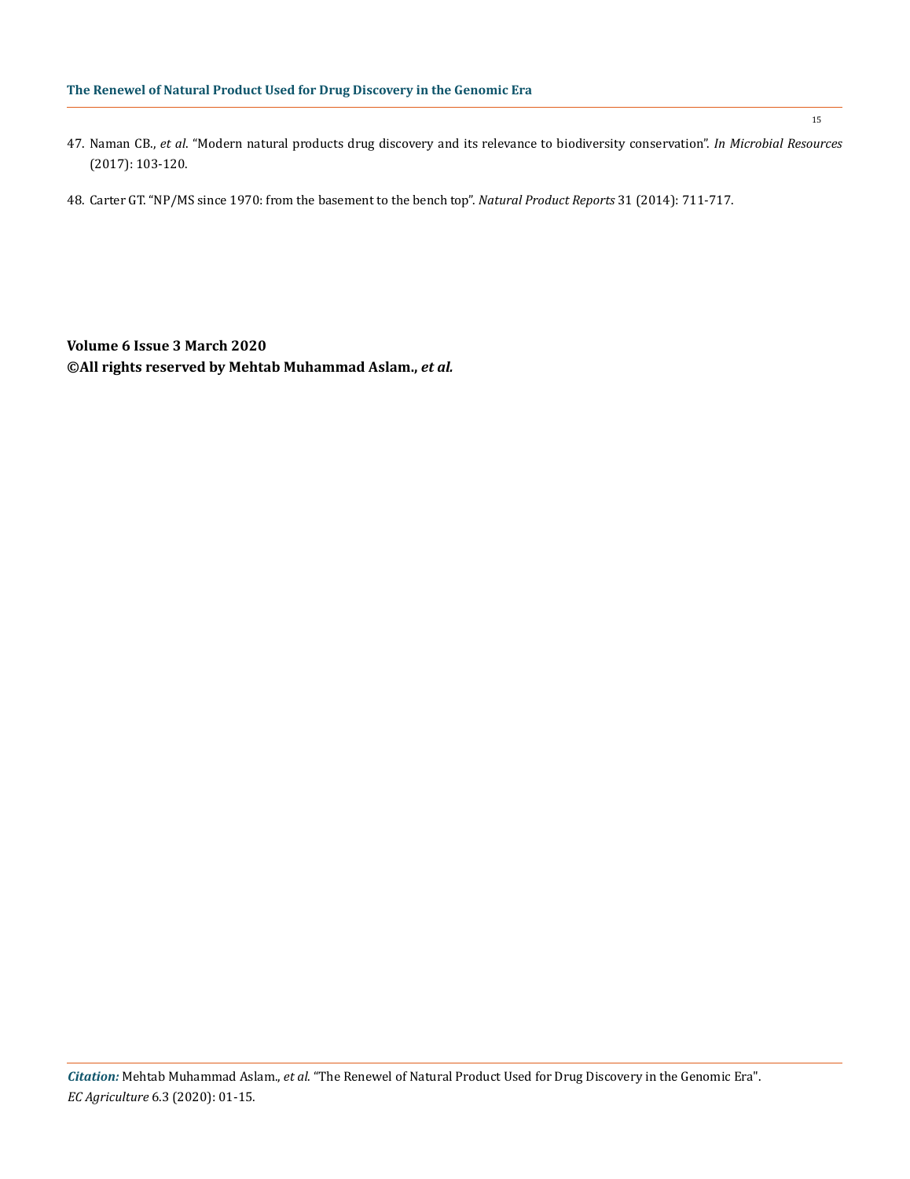47. Naman CB., *et al*. "Modern natural products drug discovery and its relevance to biodiversity conservation". *In Microbial Resources* (2017): 103-120.

48. Carter GT. "NP/MS since 1970: from the basement to the bench top". *Natural Product Reports* 31 (2014): 711-717.

**Volume 6 Issue 3 March 2020**
**©All rights reserved by Mehtab Muhammad Aslam., *et al.***